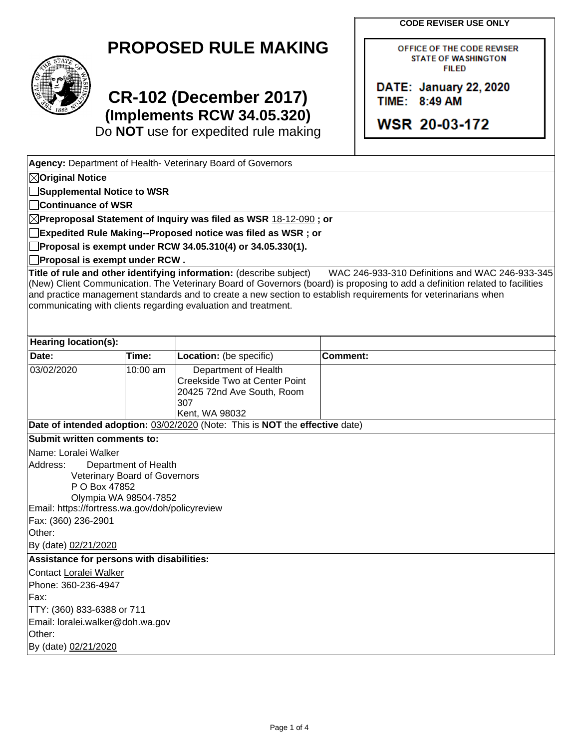**CODE REVISER USE ONLY**

OFFICE OF THE CODE REVISER
STATE OF WASHINGTON
FILED

DATE: January 22, 2020
TIME: 8:49 AM

WSR 20-03-172

# PROPOSED RULE MAKING

## CR-102 (December 2017)
### (Implements RCW 34.05.320)

Do **NOT** use for expedited rule making

**Agency:** Department of Health- Veterinary Board of Governors

☒**Original Notice**

☐**Supplemental Notice to WSR**

☐**Continuance of WSR**

☒**Preproposal Statement of Inquiry was filed as WSR** 18-12-090 **; or**

☐**Expedited Rule Making--Proposed notice was filed as WSR ; or**

☐**Proposal is exempt under RCW 34.05.310(4) or 34.05.330(1).**

☐**Proposal is exempt under RCW .**

**Title of rule and other identifying information:** (describe subject) WAC 246-933-310 Definitions and WAC 246-933-345 (New) Client Communication. The Veterinary Board of Governors (board) is proposing to add a definition related to facilities and practice management standards and to create a new section to establish requirements for veterinarians when communicating with clients regarding evaluation and treatment.

| **Hearing location(s):** | | | |
|---|---|---|---|
| **Date:** | **Time:** | **Location:** (be specific) | **Comment:** |
| 03/02/2020 | 10:00 am | Department of Health Creekside Two at Center Point 20425 72nd Ave South, Room 307 Kent, WA 98032 | |

**Date of intended adoption:** 03/02/2020 (Note: This is **NOT** the **effective** date)

**Submit written comments to:**

Name: Loralei Walker

Address: Department of Health
Veterinary Board of Governors
P O Box 47852
Olympia WA 98504-7852

Email: https://fortress.wa.gov/doh/policyreview

Fax: (360) 236-2901

Other:

By (date) 02/21/2020

**Assistance for persons with disabilities:**

Contact Loralei Walker

Phone: 360-236-4947

Fax:

TTY: (360) 833-6388 or 711

Email: loralei.walker@doh.wa.gov

Other:

By (date) 02/21/2020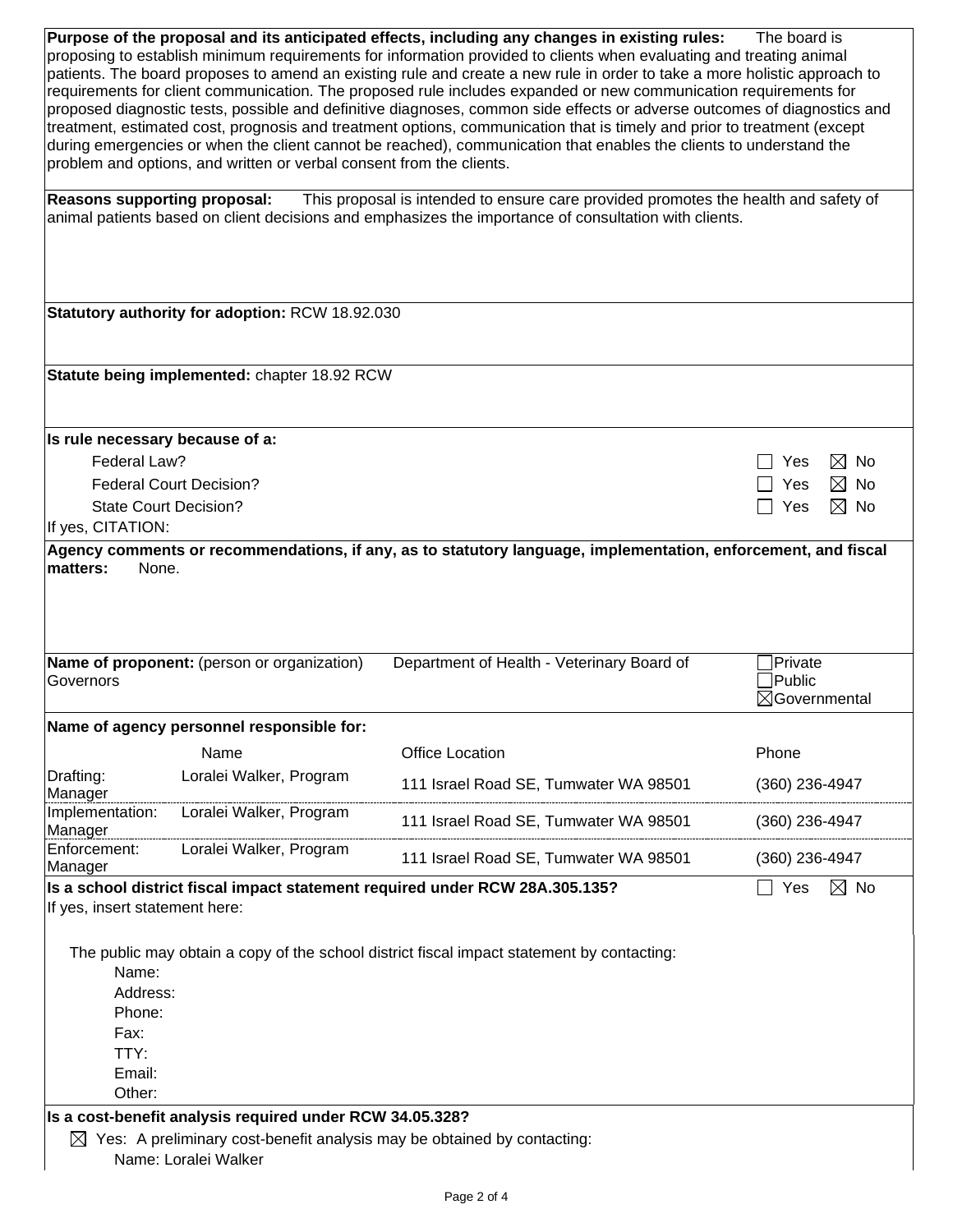**Purpose of the proposal and its anticipated effects, including any changes in existing rules:** The board is proposing to establish minimum requirements for information provided to clients when evaluating and treating animal patients. The board proposes to amend an existing rule and create a new rule in order to take a more holistic approach to requirements for client communication. The proposed rule includes expanded or new communication requirements for proposed diagnostic tests, possible and definitive diagnoses, common side effects or adverse outcomes of diagnostics and treatment, estimated cost, prognosis and treatment options, communication that is timely and prior to treatment (except during emergencies or when the client cannot be reached), communication that enables the clients to understand the problem and options, and written or verbal consent from the clients.

**Reasons supporting proposal:** This proposal is intended to ensure care provided promotes the health and safety of animal patients based on client decisions and emphasizes the importance of consultation with clients.

**Statutory authority for adoption:** RCW 18.92.030

**Statute being implemented:** chapter 18.92 RCW

**Is rule necessary because of a:**

| | |
|---|---|
| Federal Law? | ☐ Yes ☒ No |
| Federal Court Decision? | ☐ Yes ☒ No |
| State Court Decision? | ☐ Yes ☒ No |

If yes, CITATION:

**Agency comments or recommendations, if any, as to statutory language, implementation, enforcement, and fiscal matters:** None.

**Name of proponent:** (person or organization) Department of Health - Veterinary Board of Governors

☐ Private
☐ Public
☒ Governmental

**Name of agency personnel responsible for:**

| | Name | Office Location | Phone |
|---|---|---|---|
| Drafting: | Loralei Walker, Program Manager | 111 Israel Road SE, Tumwater WA 98501 | (360) 236-4947 |
| Implementation: | Loralei Walker, Program Manager | 111 Israel Road SE, Tumwater WA 98501 | (360) 236-4947 |
| Enforcement: | Loralei Walker, Program Manager | 111 Israel Road SE, Tumwater WA 98501 | (360) 236-4947 |

**Is a school district fiscal impact statement required under RCW 28A.305.135?** ☐ Yes ☒ No

If yes, insert statement here:

The public may obtain a copy of the school district fiscal impact statement by contacting:

Name:
Address:
Phone:
Fax:
TTY:
Email:
Other:

**Is a cost-benefit analysis required under RCW 34.05.328?**

☒ Yes: A preliminary cost-benefit analysis may be obtained by contacting:

Name: Loralei Walker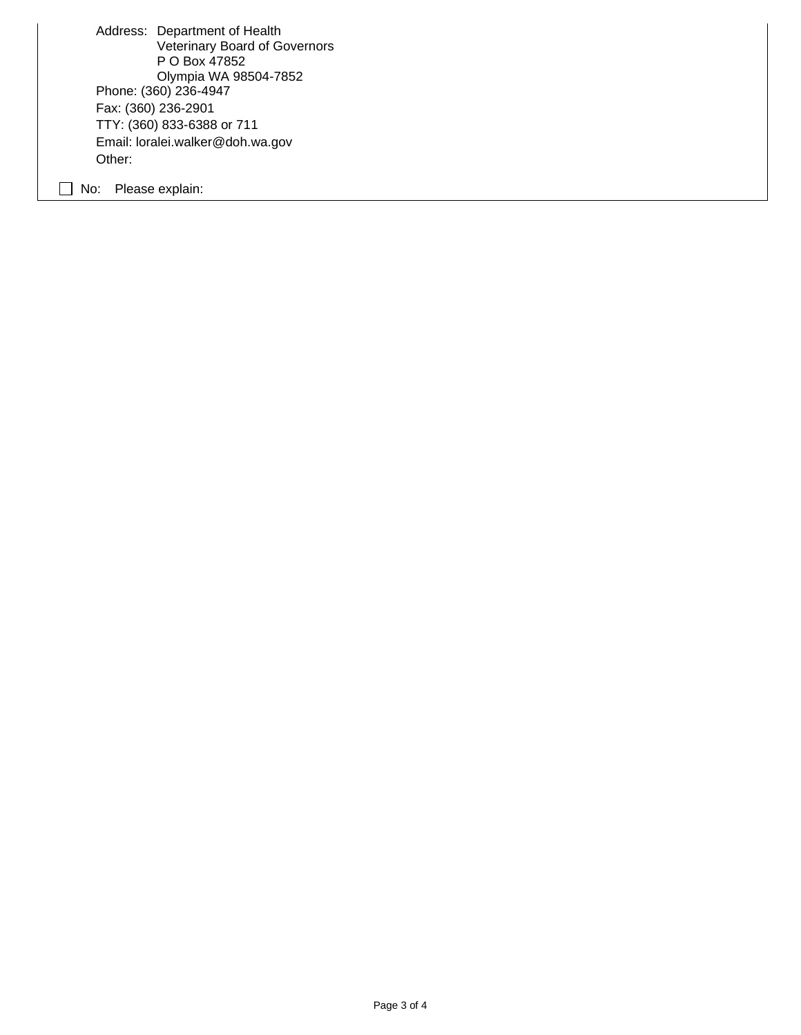Address: Department of Health
Veterinary Board of Governors
P O Box 47852
Olympia WA 98504-7852

Phone: (360) 236-4947

Fax: (360) 236-2901

TTY: (360) 833-6388 or 711

Email: loralei.walker@doh.wa.gov

Other:

☐ No: Please explain: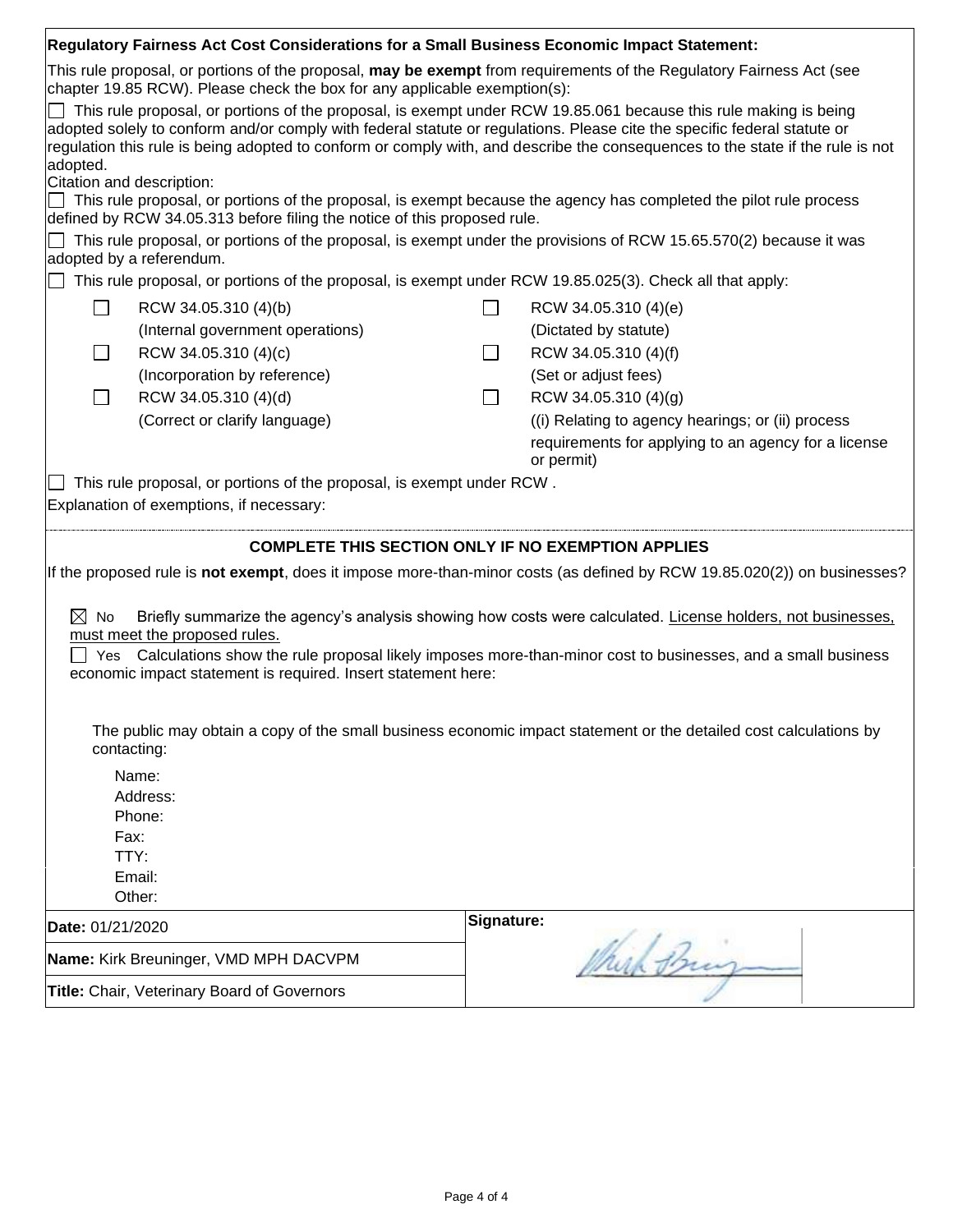**Regulatory Fairness Act Cost Considerations for a Small Business Economic Impact Statement:**

This rule proposal, or portions of the proposal, **may be exempt** from requirements of the Regulatory Fairness Act (see chapter 19.85 RCW). Please check the box for any applicable exemption(s):

☐ This rule proposal, or portions of the proposal, is exempt under RCW 19.85.061 because this rule making is being adopted solely to conform and/or comply with federal statute or regulations. Please cite the specific federal statute or regulation this rule is being adopted to conform or comply with, and describe the consequences to the state if the rule is not adopted.

Citation and description:

☐ This rule proposal, or portions of the proposal, is exempt because the agency has completed the pilot rule process defined by RCW 34.05.313 before filing the notice of this proposed rule.

☐ This rule proposal, or portions of the proposal, is exempt under the provisions of RCW 15.65.570(2) because it was adopted by a referendum.

☐ This rule proposal, or portions of the proposal, is exempt under RCW 19.85.025(3). Check all that apply:

| | | | |
|---|---|---|---|
| ☐ | RCW 34.05.310 (4)(b) (Internal government operations) | ☐ | RCW 34.05.310 (4)(e) (Dictated by statute) |
| ☐ | RCW 34.05.310 (4)(c) (Incorporation by reference) | ☐ | RCW 34.05.310 (4)(f) (Set or adjust fees) |
| ☐ | RCW 34.05.310 (4)(d) (Correct or clarify language) | ☐ | RCW 34.05.310 (4)(g) ((i) Relating to agency hearings; or (ii) process requirements for applying to an agency for a license or permit) |

☐ This rule proposal, or portions of the proposal, is exempt under RCW .

Explanation of exemptions, if necessary:

**COMPLETE THIS SECTION ONLY IF NO EXEMPTION APPLIES**

If the proposed rule is **not exempt**, does it impose more-than-minor costs (as defined by RCW 19.85.020(2)) on businesses?

☒ No Briefly summarize the agency's analysis showing how costs were calculated. License holders, not businesses, must meet the proposed rules.

☐ Yes Calculations show the rule proposal likely imposes more-than-minor cost to businesses, and a small business economic impact statement is required. Insert statement here:

The public may obtain a copy of the small business economic impact statement or the detailed cost calculations by contacting:

Name:
Address:
Phone:
Fax:
TTY:
Email:
Other:

| | |
|---|---|
| **Date:** 01/21/2020 | **Signature:** |
| **Name:** Kirk Breuninger, VMD MPH DACVPM | |
| **Title:** Chair, Veterinary Board of Governors | |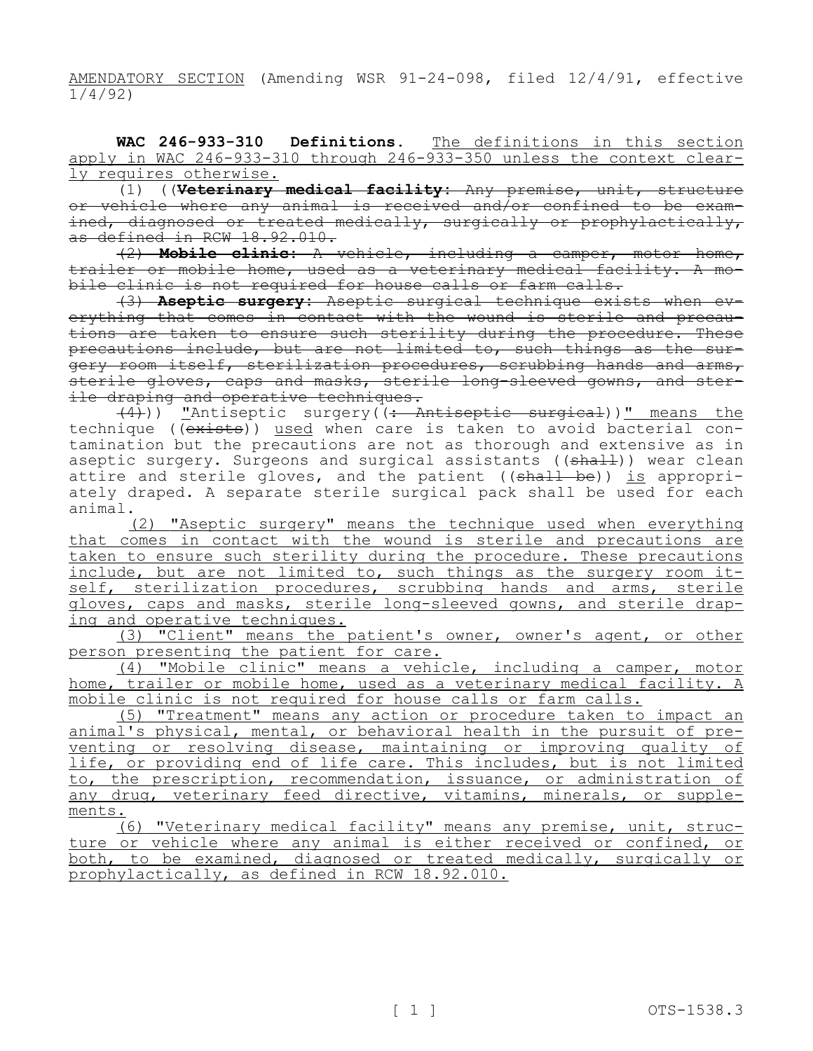AMENDATORY SECTION (Amending WSR 91-24-098, filed 12/4/91, effective 1/4/92)

**WAC 246-933-310 Definitions.** The definitions in this section apply in WAC 246-933-310 through 246-933-350 unless the context clearly requires otherwise.

(1) ((**Veterinary medical facility**: Any premise, unit, structure or vehicle where any animal is received and/or confined to be examined, diagnosed or treated medically, surgically or prophylactically, as defined in RCW 18.92.010.

(2) **Mobile clinic**: A vehicle, including a camper, motor home, trailer or mobile home, used as a veterinary medical facility. A mobile clinic is not required for house calls or farm calls.

(3) **Aseptic surgery**: Aseptic surgical technique exists when everything that comes in contact with the wound is sterile and precautions are taken to ensure such sterility during the procedure. These precautions include, but are not limited to, such things as the surgery room itself, sterilization procedures, scrubbing hands and arms, sterile gloves, caps and masks, sterile long-sleeved gowns, and sterile draping and operative techniques.

(4))) "Antiseptic surgery((: Antiseptic surgical))" means the technique ((exists)) used when care is taken to avoid bacterial contamination but the precautions are not as thorough and extensive as in aseptic surgery. Surgeons and surgical assistants ((shall)) wear clean attire and sterile gloves, and the patient ((shall be)) is appropriately draped. A separate sterile surgical pack shall be used for each animal.

(2) "Aseptic surgery" means the technique used when everything that comes in contact with the wound is sterile and precautions are taken to ensure such sterility during the procedure. These precautions include, but are not limited to, such things as the surgery room itself, sterilization procedures, scrubbing hands and arms, sterile gloves, caps and masks, sterile long-sleeved gowns, and sterile draping and operative techniques.

(3) "Client" means the patient's owner, owner's agent, or other person presenting the patient for care.

(4) "Mobile clinic" means a vehicle, including a camper, motor home, trailer or mobile home, used as a veterinary medical facility. A mobile clinic is not required for house calls or farm calls.

(5) "Treatment" means any action or procedure taken to impact an animal's physical, mental, or behavioral health in the pursuit of preventing or resolving disease, maintaining or improving quality of life, or providing end of life care. This includes, but is not limited to, the prescription, recommendation, issuance, or administration of any drug, veterinary feed directive, vitamins, minerals, or supplements.

(6) "Veterinary medical facility" means any premise, unit, structure or vehicle where any animal is either received or confined, or both, to be examined, diagnosed or treated medically, surgically or prophylactically, as defined in RCW 18.92.010.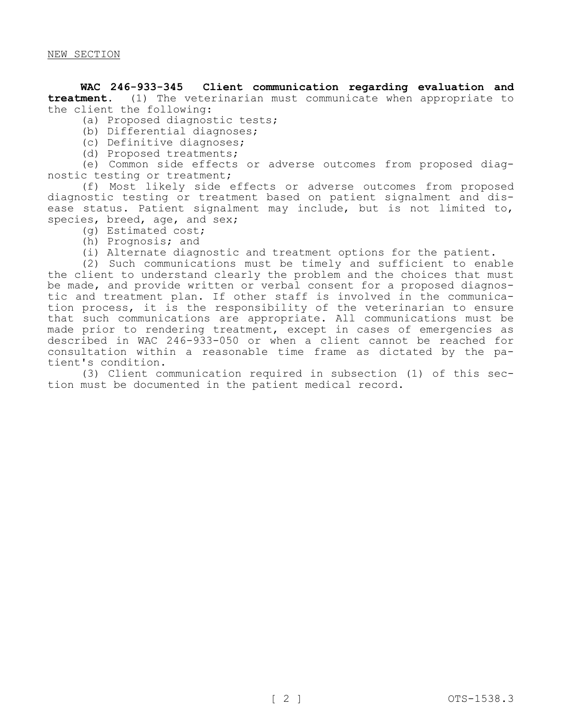NEW SECTION

**WAC 246-933-345 Client communication regarding evaluation and treatment.** (1) The veterinarian must communicate when appropriate to the client the following:

(a) Proposed diagnostic tests;

(b) Differential diagnoses;

(c) Definitive diagnoses;

(d) Proposed treatments;

(e) Common side effects or adverse outcomes from proposed diagnostic testing or treatment;

(f) Most likely side effects or adverse outcomes from proposed diagnostic testing or treatment based on patient signalment and disease status. Patient signalment may include, but is not limited to, species, breed, age, and sex;

(g) Estimated cost;

(h) Prognosis; and

(i) Alternate diagnostic and treatment options for the patient.

(2) Such communications must be timely and sufficient to enable the client to understand clearly the problem and the choices that must be made, and provide written or verbal consent for a proposed diagnostic and treatment plan. If other staff is involved in the communication process, it is the responsibility of the veterinarian to ensure that such communications are appropriate. All communications must be made prior to rendering treatment, except in cases of emergencies as described in WAC 246-933-050 or when a client cannot be reached for consultation within a reasonable time frame as dictated by the patient's condition.

(3) Client communication required in subsection (1) of this section must be documented in the patient medical record.